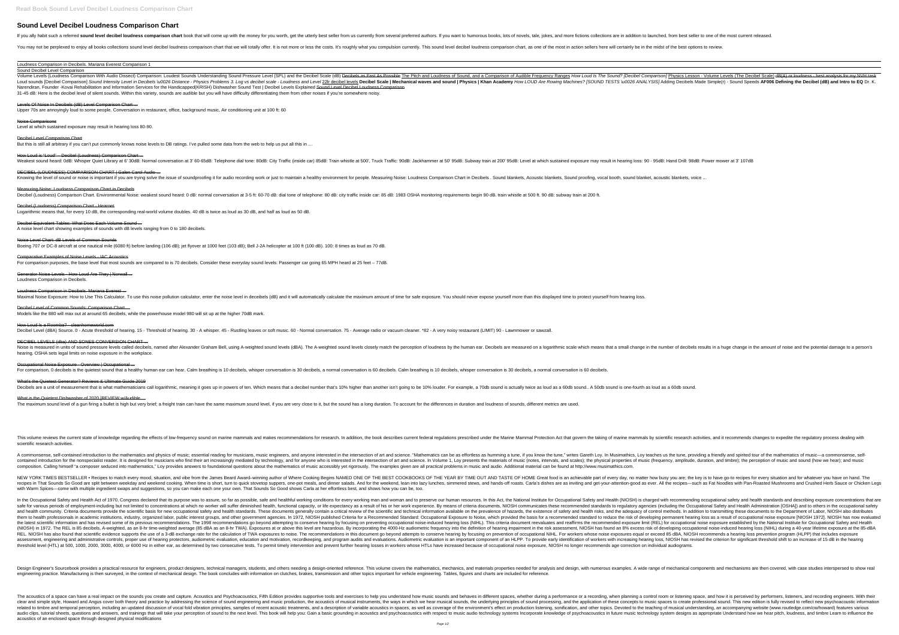## **Sound Level Decibel Loudness Comparison Chart**

If you ally habit such a referred sound level decibel loudness comparison chart book that will come up with the money for you worth, get the utterly best seller from us currently from several preferred authors. If you want

You may not be perplexed to enjoy all books collections sound level decibel loudness comparison chart that we will totally offer. It is not more or less the costs. It's roughly what you compulsion currently. This sound lev

### Loudness Comparison in Decibels. Mariana Everest Comparison 1

DECIBEL (LOUDNESS) COMPARISON CHART | Galen Carol Audio ... Knowing the level of sound or noise is important if you are trying solve the issue of soundproofing it for audio recording work or just to maintain a healthy environment for people. Measuring Noise: Loudness Comparison Cha

Sound Decibel Level Comparison Volume Levels (Loudness Comparison With Audio Dissect) Comparison: Loudest Sounds Understanding Sound Pressure Level (SPL) and the Decibel Scale (dB) Decibel Comparison of Audible Frequency Ranges How Loud Is The Sound? [D Loud sounds IDecibel Comparison] Sound Intensity Level in Decibels \u0026 Distance - Physics Problems 3. Log vs decibel scale - Loudness and Level 22Ir decibel Scale - Loudness and Level 22Ir decibel levels Decibel Scale | Narendiran, Founder -Kovai Rehabilitation and Information Services for the Handicapped(KRISH) Dishwasher Sound Test | Decibel Levels Explained Sound Level Decibel Loudness Comparison 31-45 dB: Here is the decibel level of silent sounds. Within this variety, sounds are audible but you will have difficulty differentiating them from other noises if you're somewhere noisy.

Levels Of Noise In Decibels (dB) Level Comparison Chart ...

Upper 70s are annoyingly loud to some people. Conversation in restaurant, office, background music, Air conditioning unit at 100 ft: 60

#### Noise Comparisons

Generator Noise Levels - How Loud Are They | Norwall ... Loudness Comparison in Decibels.

Level at which sustained exposure may result in hearing loss 80-90.

Decibel Level Comparison Chart

But this is still all arbitrary if you can't put commonly knows noise levels to DB ratings. I've pulled some data from the web to help us put all this in ...

How Loud Is a Roomba? - cleanhomeworld.com Decibel Level (dBA) Source. 0 - Acute threshold of hearing. 15 - Threshold of hearing. 30 - A whisper. 45 - Rustling leaves or soft music. 60 - Normal conversation. 75 - Average radio or vacuum cleaner. \*82 - A very noisy

### How Loud is "Loud" – Decibel (Loudness) Comparison Chart ...

Weakest sound heard: OdB: Whisper Quiet Library at 6' 30dB: Normal conversation at 3' 60-65dB: Telephone dial tone: 80dB: City Traffic (inside car) 85dB: Train whistle at 500', Truck Traffic: 90dB: Level at which sustained

### Measuring Noise: Loudness Comparison Chart in Decibels

Decibel (Loudness) Comparison Chart. Environmental Noise: weakest sound heard: 0 dB: normal conversation at 3-5 ft: 60-70 dB: dial tone of telephone: 80 dB: city traffic inside car: 85 dB: 1983 OSHA monitoring requirements

Decibel (Loudness) Comparison Chart - Hearnet

Boeing 707 or DC-8 aircraft at one nautical mile (6080 ft) before landing (106 dB); jet flyover at 1000 feet (103 dB); Bell J-2A helicopter at 100 ft (100 dB). 100: 8 times as loud as 70 dB.

This volume reviews the current state of knowledge regarding the effects of low-frequency sound on marine mammals and makes recommendations for research. In addition, the book describes current federal regulations for rese scientific research activities.

A commonsense, self-contained introduction to the mathematics and physics of music; essential reading for musicians, music engineers, and anyone interested in the interested in the interested in the interested in the inter contained introduction for the nonspecialist reader. It is designed for musicians who find their art increasingly mediated by technology, and for anyone who is interested in the intersection of art and science. In Volume 1 composition. Calling himself "a composer seduced into mathematics," Loy provides answers to foundational questions about the mathematics of music accessibly yet rigorously. The examples given are all practical problems in

Logarithmic means that, for every 10 dB, the corresponding real-world volume doubles. 40 dB is twice as loud as 30 dB, and half as loud as 50 dB.

Decibel Equivalent Tables: What Does Each Volume Sound ... A noise level chart showing examples of sounds with dB levels ranging from 0 to 180 decibels.

### Noise Level Chart: dB Levels of Common Sounds

### Comparative Examples of Noise Levels - IAC Acoustics

For comparison purposes, the base level that most sounds are compared to is 70 decibels. Consider these everyday sound levels: Passenger car going 65 MPH heard at 25 feet – 77dB.

Loudness Comparison in Decibels. Mariana Everest ...

Maximal Noise Exposure: How to Use This Calculator. To use this noise pollution calculator, enter the noise level in deceibels (dB) and it will automatically calculate the maximum amount of time for safe exposure. You shou

NEW YORK TIMES BESTSELLER • Recipes to match every mood, situation, and vibe from the James Beard Award–winning author of Where Cooking Begins NAMED ONE OF THE YEAR BY TIME OUT AND TASTE OF HOME Great food is an achievable recipes in That Sounds So Good are split between weekday and weekend cooking. When time is short, turn to quick stovetop suppers, one-pot meals, and hands-off roasts. Carla's dishes are as inviting and get-your-attention-g with Warm Spices—come with multiple ingredient swaps and suggestions, so you can make each one your own. That Sounds So Good shows Carla at her effortless best, and shows how you can be, too.

In the Occupational Safety and Health Act of 1970, Congress declared that its purpose was to assure, so far as possible, safe and healthful working man and to preserve our human resources. In this Act, the National Safety safe for various periods of employment-including but not limited to concentrations at which no worker will suffer diminished health, functional capacity, or life expectancy as a result of his or her work experience. By mea and health community. Criteria documents provide the scientific basis for new occupational safety and health standards. These documents generally contain a critical review of the scientific and the adequacy of control meth n academic institutions, industry, organized labor, public interest groups, and other government agencies. In 1972, NIOSH published Criteria for a Recommended standard to reduce the risk of developing permanent hearing los The 1998 recommendations and act of the 1998 recommendations go beyond attempting to conserve hearing by focusing on preventing occupational noise-induced hearing loss (NIHL). This criteria document reevaluates and reaffir (NIOSH) in 1972. The REL is 85 decibels, A-weighted, as an 8-hr time-weighted average (85 dBA as an 8-hr TWA). Exposures at or above this level are hazardous. By incorporating the 4000-Hz audiometric frequency into the def REL. NIOSH has also found that scientific evidence supports the use of a 3-dB exchange rate for the calculation of TWA exposures to noise. The recommendations in this document go beyond attempts to conserve hearing by focu assessment, engineering and administrative controls, proper use of hearing protectors, audiometric evaluation, education and motivation, education and motivation, recordkeeping, and program audits and evaluations. Audiomet threshold level (HTL) at 500, 1000, 2000, 3000, 4000, or 6000 Hz in either ear, as determined by two consecutive tests. To permit timely intervention and prevent further hearing losses in workers whose HTLs have increased

Design Engineer's Sourcebook provides a practical resource for engineers, product designers, technical managers, technical managers, students, and others needing a design-oriented reference. This volume covers the mathemat engineering practice. Manufacturing is then surveyed, in the context of mechanical design. The book concludes with information on clutches, brakes, transmission and other topics important for vehicle engineering. Tables, f

Decibel Level of Common Sounds: Comparison Chart ...

Models like the 880 will max out at around 65 decibels, while the powerhouse model 980 will sit up at the higher 70dB mark.

# DECIBEL LEVELS (dba) AND SONES CONVERSION CHART ... hearing. OSHA sets legal limits on noise exposure in the workplace.

### Occupational Noise Exposure - Overview | Occupational ...

For comparison, 0 decibels is the quietest sound that a healthy human ear can hear. Calm breathing is 10 decibels, whisper conversation is 30 decibels. Calm breathing is 10 decibels, a normal conversation is 60 decibels. C

What's the Quietest Generator? Reviews & Ultimate Guide 2019

Decibels are a unit of measurement that is what mathematicians call logarithmic, meaning it goes up in powers of ten. Which means that a decibel number that's 10% higher than another isn't going to be 10% louder. For examp What is the Quietest Dishwasher of 2020 [REVIEW w/Audible ...

The maximum sound level of a gun firing a bullet is high but very brief; a freight train can have the same maximum sound level, if you are very close to it, but the sound has a long duration. To account for the differences

The acoustics of a space can have a real impact on the sounds you create and capture. Acoustics and Psychoacoustics, Fifth Edition provides supportive tools and behaves in different spaces, when planning a control room or and simple style, Howard and Angus cover both theory and practice by addressing the science of sound engineering and music production, the acoustics of musical sounds, the underlying principles of sound. This new edition i related to timbre and temporal perception, including an updated discussion of vocal fold vibration principles, samples of recent acoustics in spaces, as well as coverage of the environment's effect on production listening, audio clips, tutorial sheets, questions and answers, and trainings that will take your perception of sound to the next level. This book will help you: Gain a basic grounding in acoustics and psychoacoustics and psychoacous acoustics of an enclosed space through designed physical modifications

Noise is measured in units of sound pressure levels called decibels, named after Alexander Graham Bell, using A-weighted sound levels (dBA). The A-weighted sound levels closely match the perception of loudness by the human